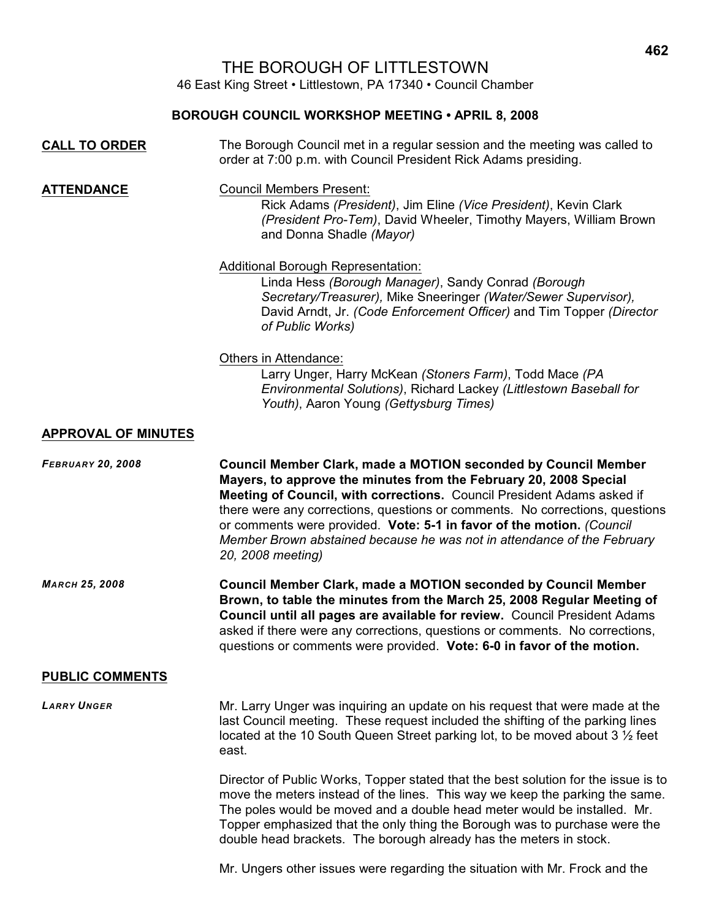# THE BOROUGH OF LITTLESTOWN

46 East King Street • Littlestown, PA 17340 • Council Chamber

**BOROUGH COUNCIL WORKSHOP MEETING • APRIL 8, 2008**

## CALL TO ORDER

The Borough Council met in a regular session and the meeting was called to order at 7:00 p.m. with Council President Rick Adams presiding.

## ATTENDANCE

Council Members Present:

Rick Adams *(President)*, Jim Eline *(Vice President)*, Kevin Clark *(President Pro-Tem)*, David Wheeler, Timothy Mayers, William Brown and Donna Shadle *(Mayor)*

Additional Borough Representation:

Linda Hess *(Borough Manager)*, Sandy Conrad *(Borough Secretary/Treasurer),* Mike Sneeringer *(Water/Sewer Supervisor),* David Arndt, Jr. *(Code Enforcement Officer)* and Tim Topper *(Director of Public Works)*

Others in Attendance:

Larry Unger, Harry McKean *(Stoners Farm)*, Todd Mace *(PA Environmental Solutions)*, Richard Lackey *(Littlestown Baseball for Youth)*, Aaron Young *(Gettysburg Times)*

## APPROVAL OF MINUTES

***FEBRUARY 20, 2008***

**Council Member Clark, made a MOTION seconded by Council Member Mayers, to approve the minutes from the February 20, 2008 Special Meeting of Council, with corrections.** Council President Adams asked if there were any corrections, questions or comments. No corrections, questions or comments were provided. **Vote: 5-1 in favor of the motion.** *(Council Member Brown abstained because he was not in attendance of the February 20, 2008 meeting)*

***MARCH 25, 2008***

**Council Member Clark, made a MOTION seconded by Council Member Brown, to table the minutes from the March 25, 2008 Regular Meeting of Council until all pages are available for review.** Council President Adams asked if there were any corrections, questions or comments. No corrections, questions or comments were provided. **Vote: 6-0 in favor of the motion.**

## PUBLIC COMMENTS

***LARRY UNGER***

Mr. Larry Unger was inquiring an update on his request that were made at the last Council meeting. These request included the shifting of the parking lines located at the 10 South Queen Street parking lot, to be moved about 3 ½ feet east.

Director of Public Works, Topper stated that the best solution for the issue is to move the meters instead of the lines. This way we keep the parking the same. The poles would be moved and a double head meter would be installed. Mr. Topper emphasized that the only thing the Borough was to purchase were the double head brackets. The borough already has the meters in stock.

Mr. Ungers other issues were regarding the situation with Mr. Frock and the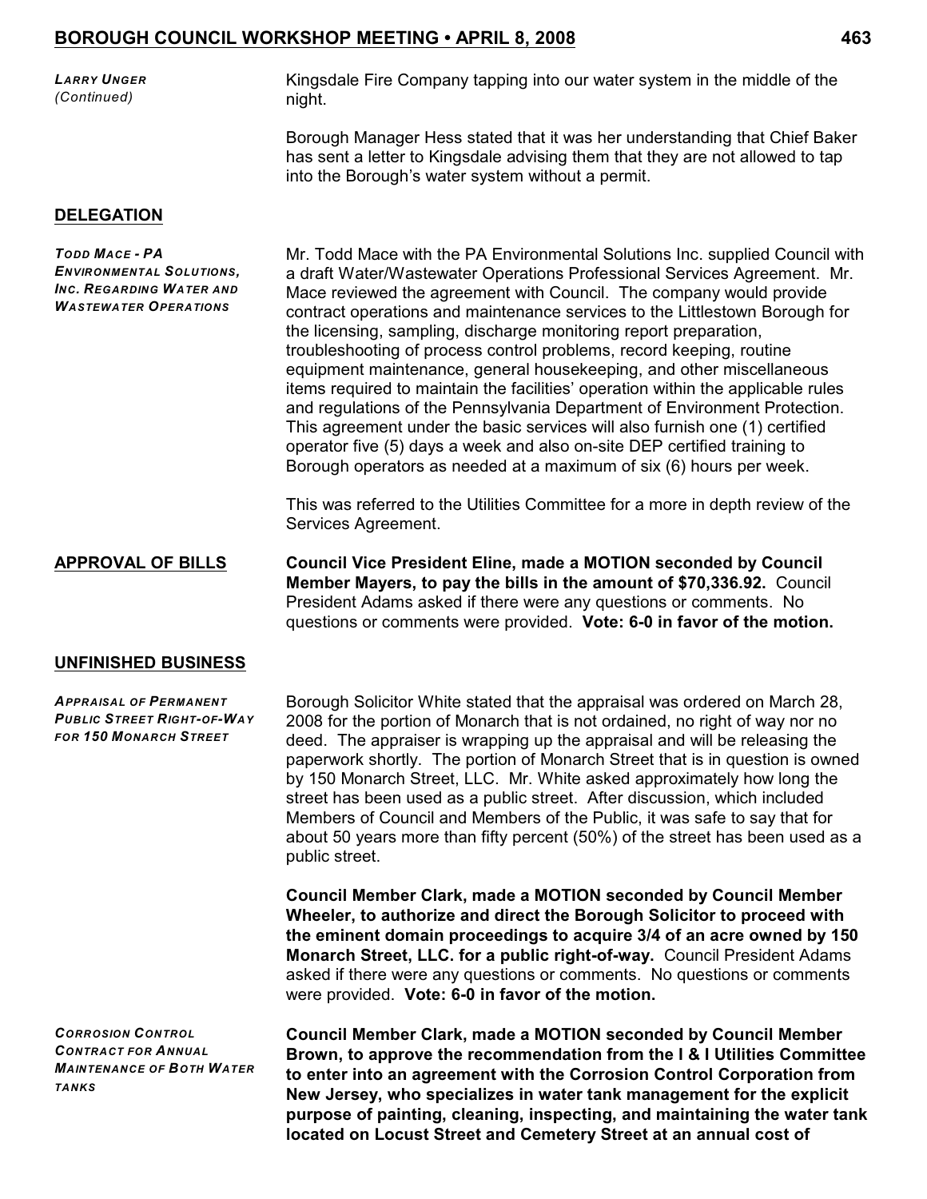*LARRY UNGER (Continued)*

Kingsdale Fire Company tapping into our water system in the middle of the night.

Borough Manager Hess stated that it was her understanding that Chief Baker has sent a letter to Kingsdale advising them that they are not allowed to tap into the Borough's water system without a permit.

## DELEGATION

*TODD MACE - PA ENVIRONMENTAL SOLUTIONS, INC. REGARDING WATER AND WASTEWATER OPERATIONS*

Mr. Todd Mace with the PA Environmental Solutions Inc. supplied Council with a draft Water/Wastewater Operations Professional Services Agreement. Mr. Mace reviewed the agreement with Council. The company would provide contract operations and maintenance services to the Littlestown Borough for the licensing, sampling, discharge monitoring report preparation, troubleshooting of process control problems, record keeping, routine equipment maintenance, general housekeeping, and other miscellaneous items required to maintain the facilities' operation within the applicable rules and regulations of the Pennsylvania Department of Environment Protection. This agreement under the basic services will also furnish one (1) certified operator five (5) days a week and also on-site DEP certified training to Borough operators as needed at a maximum of six (6) hours per week.

This was referred to the Utilities Committee for a more in depth review of the Services Agreement.

## APPROVAL OF BILLS

**Council Vice President Eline, made a MOTION seconded by Council Member Mayers, to pay the bills in the amount of $70,336.92.** Council President Adams asked if there were any questions or comments. No questions or comments were provided. **Vote: 6-0 in favor of the motion.**

## UNFINISHED BUSINESS

*APPRAISAL OF PERMANENT PUBLIC STREET RIGHT-OF-WAY FOR 150 MONARCH STREET*

Borough Solicitor White stated that the appraisal was ordered on March 28, 2008 for the portion of Monarch that is not ordained, no right of way nor no deed. The appraiser is wrapping up the appraisal and will be releasing the paperwork shortly. The portion of Monarch Street that is in question is owned by 150 Monarch Street, LLC. Mr. White asked approximately how long the street has been used as a public street. After discussion, which included Members of Council and Members of the Public, it was safe to say that for about 50 years more than fifty percent (50%) of the street has been used as a public street.

**Council Member Clark, made a MOTION seconded by Council Member Wheeler, to authorize and direct the Borough Solicitor to proceed with the eminent domain proceedings to acquire 3/4 of an acre owned by 150 Monarch Street, LLC. for a public right-of-way.** Council President Adams asked if there were any questions or comments. No questions or comments were provided. **Vote: 6-0 in favor of the motion.**

*CORROSION CONTROL CONTRACT FOR ANNUAL MAINTENANCE OF BOTH WATER TANKS*

**Council Member Clark, made a MOTION seconded by Council Member Brown, to approve the recommendation from the I & I Utilities Committee to enter into an agreement with the Corrosion Control Corporation from New Jersey, who specializes in water tank management for the explicit purpose of painting, cleaning, inspecting, and maintaining the water tank located on Locust Street and Cemetery Street at an annual cost of**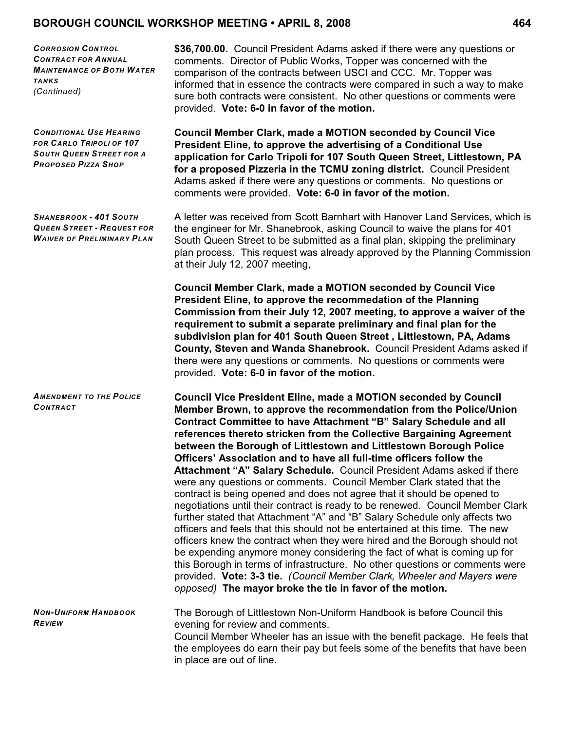***Corrosion Control Contract for Annual Maintenance of Both Water tanks (Continued)***

**$36,700.00.** Council President Adams asked if there were any questions or comments. Director of Public Works, Topper was concerned with the comparison of the contracts between USCI and CCC. Mr. Topper was informed that in essence the contracts were compared in such a way to make sure both contracts were consistent. No other questions or comments were provided. **Vote: 6-0 in favor of the motion.**

***Conditional Use Hearing for Carlo Tripoli of 107 South Queen Street for a Proposed Pizza Shop***

**Council Member Clark, made a MOTION seconded by Council Vice President Eline, to approve the advertising of a Conditional Use application for Carlo Tripoli for 107 South Queen Street, Littlestown, PA for a proposed Pizzeria in the TCMU zoning district.** Council President Adams asked if there were any questions or comments. No questions or comments were provided. **Vote: 6-0 in favor of the motion.**

***Shanebrook - 401 South Queen Street - Request for Waiver of Preliminary Plan***

A letter was received from Scott Barnhart with Hanover Land Services, which is the engineer for Mr. Shanebrook, asking Council to waive the plans for 401 South Queen Street to be submitted as a final plan, skipping the preliminary plan process. This request was already approved by the Planning Commission at their July 12, 2007 meeting,

**Council Member Clark, made a MOTION seconded by Council Vice President Eline, to approve the recommedation of the Planning Commission from their July 12, 2007 meeting, to approve a waiver of the requirement to submit a separate preliminary and final plan for the subdivision plan for 401 South Queen Street , Littlestown, PA, Adams County, Steven and Wanda Shanebrook.** Council President Adams asked if there were any questions or comments. No questions or comments were provided. **Vote: 6-0 in favor of the motion.**

***Amendment to the Police Contract***

**Council Vice President Eline, made a MOTION seconded by Council Member Brown, to approve the recommendation from the Police/Union Contract Committee to have Attachment "B" Salary Schedule and all references thereto stricken from the Collective Bargaining Agreement between the Borough of Littlestown and Littlestown Borough Police Officers' Association and to have all full-time officers follow the Attachment "A" Salary Schedule.** Council President Adams asked if there were any questions or comments. Council Member Clark stated that the contract is being opened and does not agree that it should be opened to negotiations until their contract is ready to be renewed. Council Member Clark further stated that Attachment "A" and "B" Salary Schedule only affects two officers and feels that this should not be entertained at this time. The new officers knew the contract when they were hired and the Borough should not be expending anymore money considering the fact of what is coming up for this Borough in terms of infrastructure. No other questions or comments were provided. **Vote: 3-3 tie.** *(Council Member Clark, Wheeler and Mayers were opposed)* **The mayor broke the tie in favor of the motion.**

***Non-Uniform Handbook Review***

The Borough of Littlestown Non-Uniform Handbook is before Council this evening for review and comments.
Council Member Wheeler has an issue with the benefit package. He feels that the employees do earn their pay but feels some of the benefits that have been in place are out of line.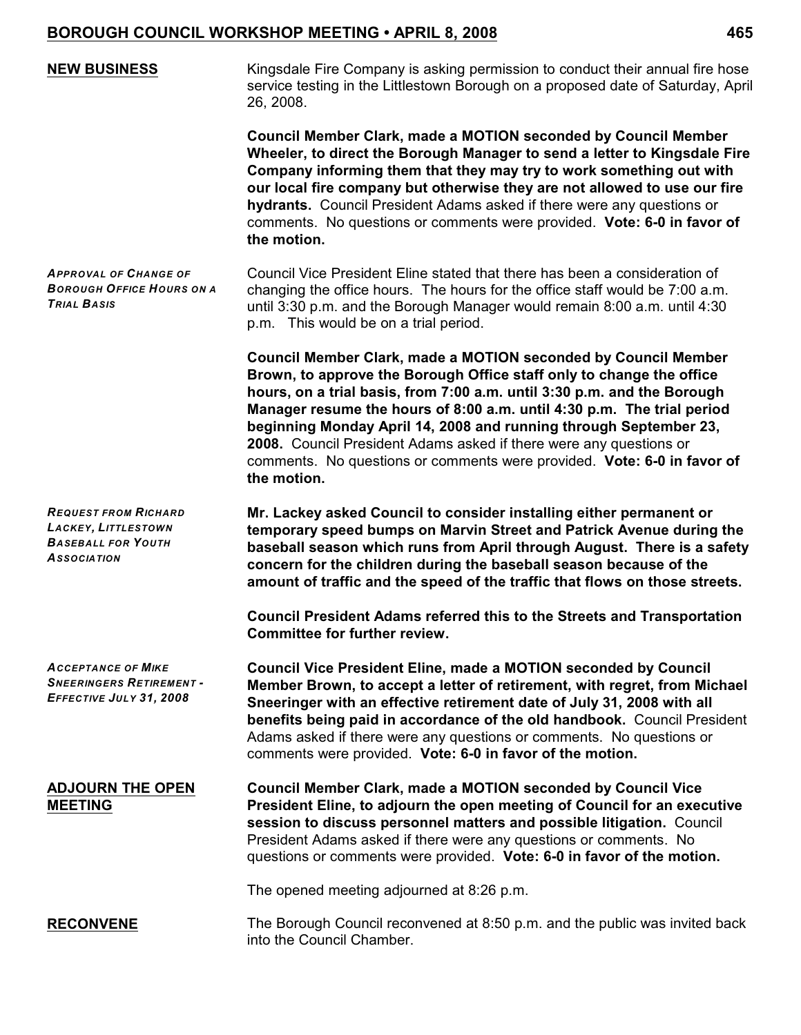**NEW BUSINESS**

Kingsdale Fire Company is asking permission to conduct their annual fire hose service testing in the Littlestown Borough on a proposed date of Saturday, April 26, 2008.

**Council Member Clark, made a MOTION seconded by Council Member Wheeler, to direct the Borough Manager to send a letter to Kingsdale Fire Company informing them that they may try to work something out with our local fire company but otherwise they are not allowed to use our fire hydrants.** Council President Adams asked if there were any questions or comments. No questions or comments were provided. **Vote: 6-0 in favor of the motion.**

***APPROVAL OF CHANGE OF BOROUGH OFFICE HOURS ON A TRIAL BASIS***

Council Vice President Eline stated that there has been a consideration of changing the office hours. The hours for the office staff would be 7:00 a.m. until 3:30 p.m. and the Borough Manager would remain 8:00 a.m. until 4:30 p.m. This would be on a trial period.

**Council Member Clark, made a MOTION seconded by Council Member Brown, to approve the Borough Office staff only to change the office hours, on a trial basis, from 7:00 a.m. until 3:30 p.m. and the Borough Manager resume the hours of 8:00 a.m. until 4:30 p.m. The trial period beginning Monday April 14, 2008 and running through September 23, 2008.** Council President Adams asked if there were any questions or comments. No questions or comments were provided. **Vote: 6-0 in favor of the motion.**

***REQUEST FROM RICHARD LACKEY, LITTLESTOWN BASEBALL FOR YOUTH ASSOCIATION***

**Mr. Lackey asked Council to consider installing either permanent or temporary speed bumps on Marvin Street and Patrick Avenue during the baseball season which runs from April through August. There is a safety concern for the children during the baseball season because of the amount of traffic and the speed of the traffic that flows on those streets.**

**Council President Adams referred this to the Streets and Transportation Committee for further review.**

***ACCEPTANCE OF MIKE SNEERINGERS RETIREMENT - EFFECTIVE JULY 31, 2008***

**Council Vice President Eline, made a MOTION seconded by Council Member Brown, to accept a letter of retirement, with regret, from Michael Sneeringer with an effective retirement date of July 31, 2008 with all benefits being paid in accordance of the old handbook.** Council President Adams asked if there were any questions or comments. No questions or comments were provided. **Vote: 6-0 in favor of the motion.**

**ADJOURN THE OPEN MEETING**

**Council Member Clark, made a MOTION seconded by Council Vice President Eline, to adjourn the open meeting of Council for an executive session to discuss personnel matters and possible litigation.** Council President Adams asked if there were any questions or comments. No questions or comments were provided. **Vote: 6-0 in favor of the motion.**

The opened meeting adjourned at 8:26 p.m.

**RECONVENE**

The Borough Council reconvened at 8:50 p.m. and the public was invited back into the Council Chamber.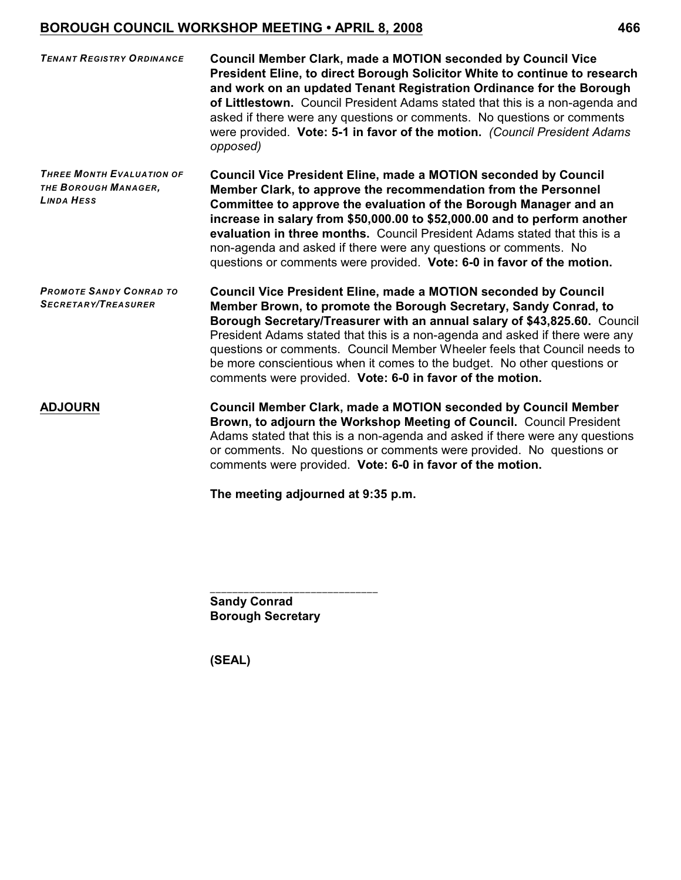***TENANT REGISTRY ORDINANCE***

**Council Member Clark, made a MOTION seconded by Council Vice President Eline, to direct Borough Solicitor White to continue to research and work on an updated Tenant Registration Ordinance for the Borough of Littlestown.** Council President Adams stated that this is a non-agenda and asked if there were any questions or comments. No questions or comments were provided. **Vote: 5-1 in favor of the motion.** *(Council President Adams opposed)*

***THREE MONTH EVALUATION OF THE BOROUGH MANAGER, LINDA HESS***

**Council Vice President Eline, made a MOTION seconded by Council Member Clark, to approve the recommendation from the Personnel Committee to approve the evaluation of the Borough Manager and an increase in salary from $50,000.00 to $52,000.00 and to perform another evaluation in three months.** Council President Adams stated that this is a non-agenda and asked if there were any questions or comments. No questions or comments were provided. **Vote: 6-0 in favor of the motion.**

***PROMOTE SANDY CONRAD TO SECRETARY/TREASURER***

**Council Vice President Eline, made a MOTION seconded by Council Member Brown, to promote the Borough Secretary, Sandy Conrad, to Borough Secretary/Treasurer with an annual salary of $43,825.60.** Council President Adams stated that this is a non-agenda and asked if there were any questions or comments. Council Member Wheeler feels that Council needs to be more conscientious when it comes to the budget. No other questions or comments were provided. **Vote: 6-0 in favor of the motion.**

**ADJOURN**

**Council Member Clark, made a MOTION seconded by Council Member Brown, to adjourn the Workshop Meeting of Council.** Council President Adams stated that this is a non-agenda and asked if there were any questions or comments. No questions or comments were provided. No questions or comments were provided. **Vote: 6-0 in favor of the motion.**

**The meeting adjourned at 9:35 p.m.**

___________________________
**Sandy Conrad**
**Borough Secretary**

**(SEAL)**